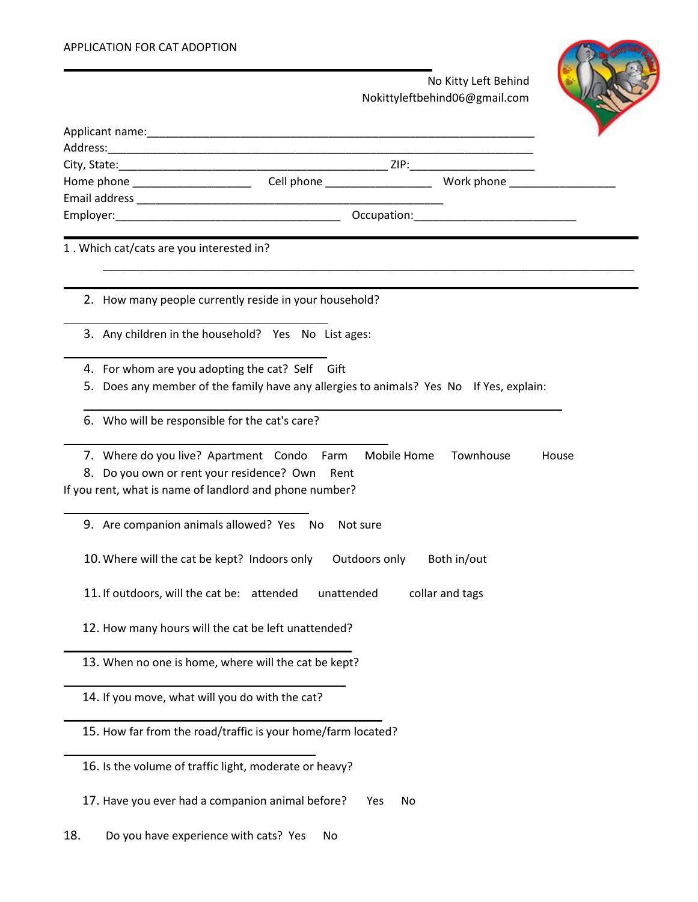APPLICATION FOR CAT ADOPTION

No Kitty Left Behind
Nokittyleftbehind06@gmail.com

Applicant name:_______________________________________________________________
Address:_____________________________________________________________________
City, State:________________________________________ ZIP:___________________
Home phone __________________ Cell phone ________________ Work phone ________________
Email address ______________________________________________
Employer:__________________________________ Occupation:________________________

1 . Which cat/cats are you interested in?

_________________________________________________________________________________

2. How many people currently reside in your household?

3. Any children in the household? Yes No List ages:

4. For whom are you adopting the cat? Self Gift
5. Does any member of the family have any allergies to animals? Yes No If Yes, explain:

6. Who will be responsible for the cat's care?

7. Where do you live? Apartment Condo Farm Mobile Home Townhouse House
8. Do you own or rent your residence? Own Rent

If you rent, what is name of landlord and phone number?

9. Are companion animals allowed? Yes No Not sure

10. Where will the cat be kept? Indoors only Outdoors only Both in/out

11. If outdoors, will the cat be: attended unattended collar and tags

12. How many hours will the cat be left unattended?

13. When no one is home, where will the cat be kept?

14. If you move, what will you do with the cat?

15. How far from the road/traffic is your home/farm located?

16. Is the volume of traffic light, moderate or heavy?

17. Have you ever had a companion animal before? Yes No

18. Do you have experience with cats? Yes No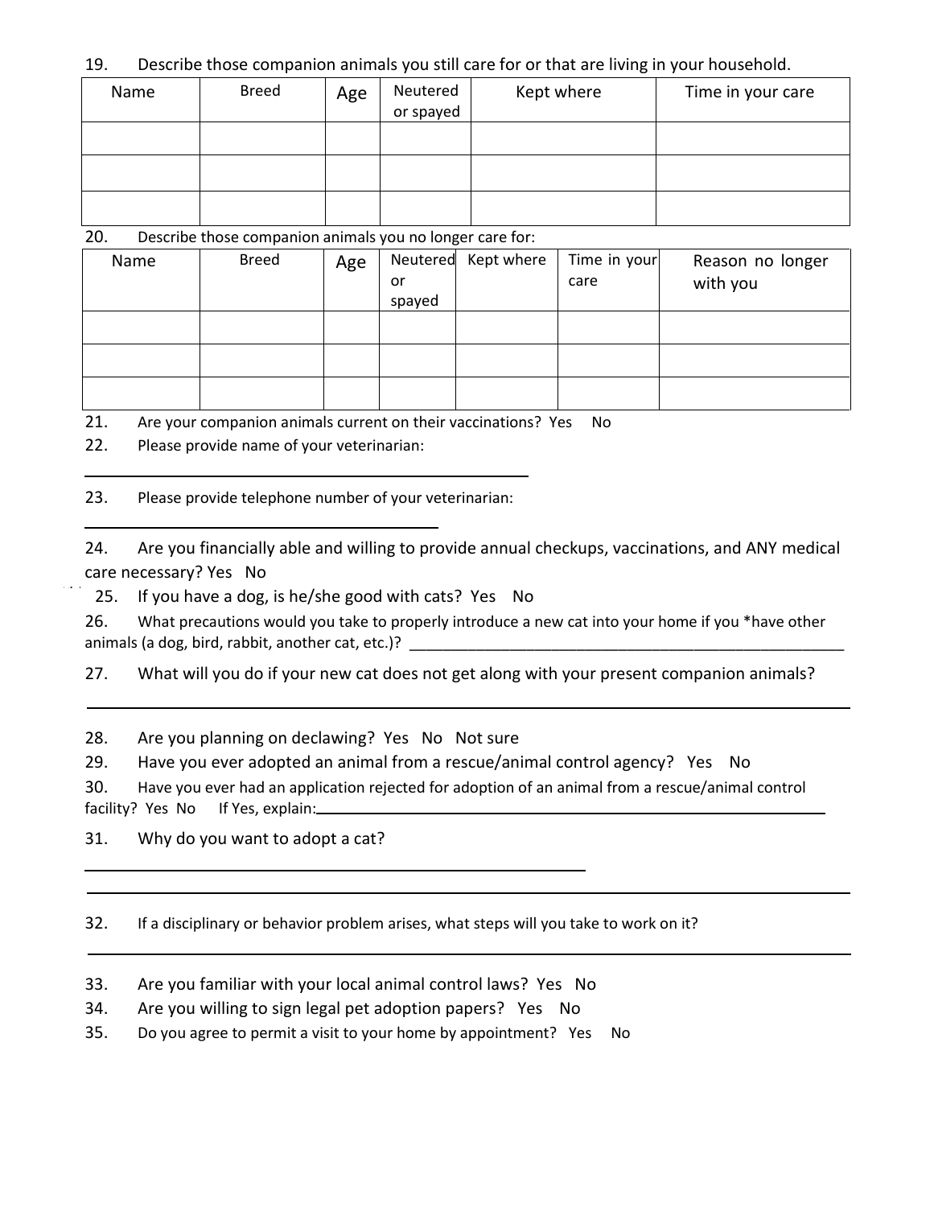19. Describe those companion animals you still care for or that are living in your household.

| Name | Breed | Age | Neutered or spayed | Kept where | Time in your care |
|---|---|---|---|---|---|
| | | | | | |
| | | | | | |
| | | | | | |

20. Describe those companion animals you no longer care for:

| Name | Breed | Age | Neutered or spayed | Kept where | Time in your care | Reason no longer with you |
|---|---|---|---|---|---|---|
| | | | | | | |
| | | | | | | |
| | | | | | | |

21. Are your companion animals current on their vaccinations? Yes No

22. Please provide name of your veterinarian:

______________________________________________

23. Please provide telephone number of your veterinarian:

______________________________________

24. Are you financially able and willing to provide annual checkups, vaccinations, and ANY medical care necessary? Yes No

25. If you have a dog, is he/she good with cats? Yes No

26. What precautions would you take to properly introduce a new cat into your home if you *have other animals (a dog, bird, rabbit, another cat, etc.)? ______________________________________________________

27. What will you do if your new cat does not get along with your present companion animals?

______________________________________________________________________________

28. Are you planning on declawing? Yes No Not sure

29. Have you ever adopted an animal from a rescue/animal control agency? Yes No

30. Have you ever had an application rejected for adoption of an animal from a rescue/animal control facility? Yes No If Yes, explain:______________________________________________________

31. Why do you want to adopt a cat?

______________________________________________________

______________________________________________________________________________

32. If a disciplinary or behavior problem arises, what steps will you take to work on it?

______________________________________________________________________________

33. Are you familiar with your local animal control laws? Yes No

34. Are you willing to sign legal pet adoption papers? Yes No

35. Do you agree to permit a visit to your home by appointment? Yes No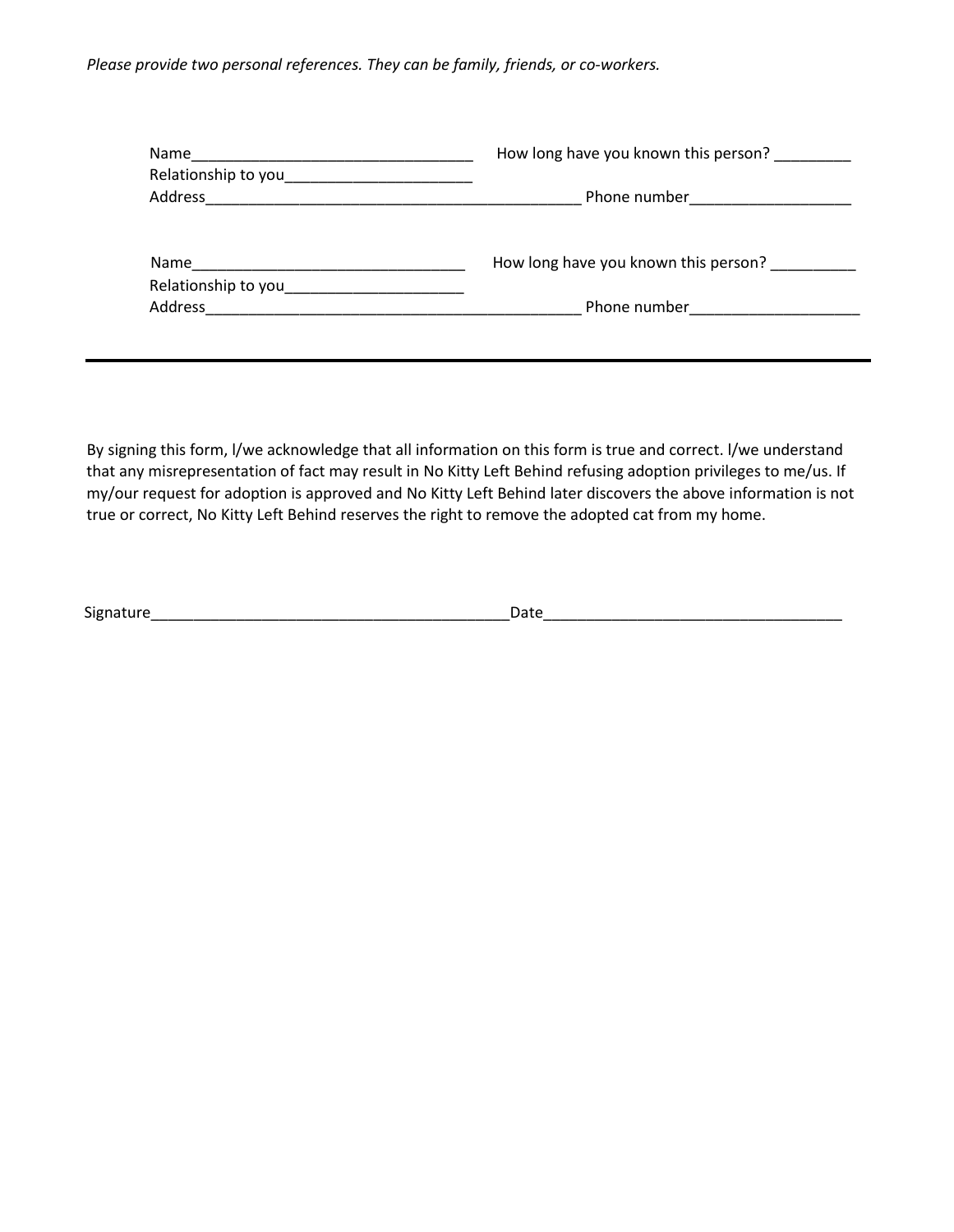*Please provide two personal references. They can be family, friends, or co-workers.*

Name_________________________________ How long have you known this person? _________
Relationship to you______________________
Address____________________________________________ Phone number___________________

Name________________________________ How long have you known this person? __________
Relationship to you_____________________
Address_____________________________________________ Phone number____________________

---

By signing this form, I/we acknowledge that all information on this form is true and correct. I/we understand that any misrepresentation of fact may result in No Kitty Left Behind refusing adoption privileges to me/us. If my/our request for adoption is approved and No Kitty Left Behind later discovers the above information is not true or correct, No Kitty Left Behind reserves the right to remove the adopted cat from my home.

Signature__________________________________________Date___________________________________